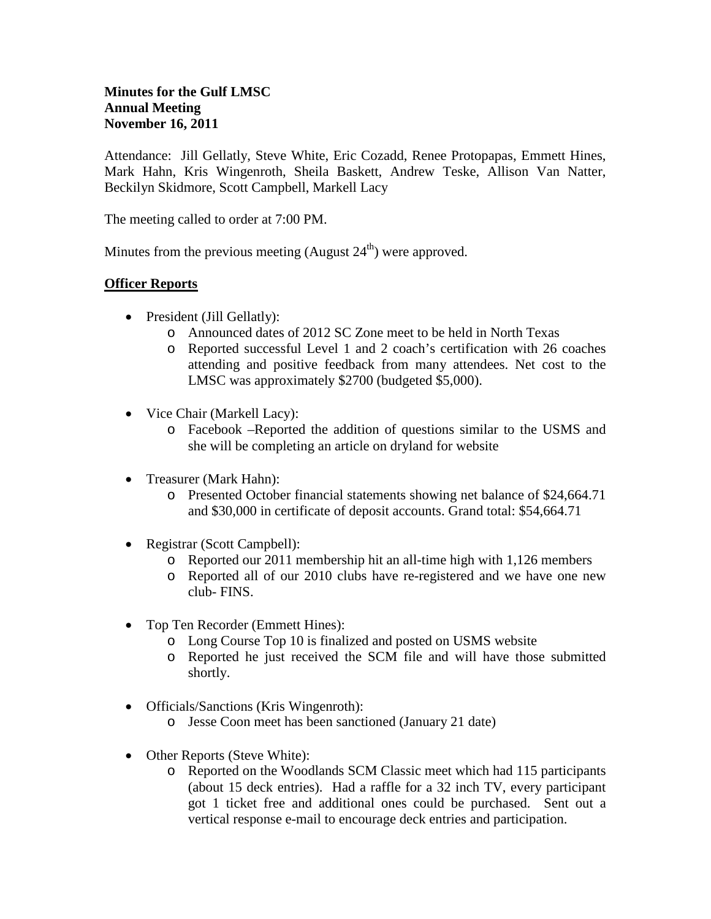**Minutes for the Gulf LMSC**
**Annual Meeting**
**November 16, 2011**

Attendance: Jill Gellatly, Steve White, Eric Cozadd, Renee Protopapas, Emmett Hines, Mark Hahn, Kris Wingenroth, Sheila Baskett, Andrew Teske, Allison Van Natter, Beckilyn Skidmore, Scott Campbell, Markell Lacy

The meeting called to order at 7:00 PM.

Minutes from the previous meeting (August 24th) were approved.

## Officer Reports

- President (Jill Gellatly):
  - Announced dates of 2012 SC Zone meet to be held in North Texas
  - Reported successful Level 1 and 2 coach's certification with 26 coaches attending and positive feedback from many attendees. Net cost to the LMSC was approximately $2700 (budgeted $5,000).
- Vice Chair (Markell Lacy):
  - Facebook –Reported the addition of questions similar to the USMS and she will be completing an article on dryland for website
- Treasurer (Mark Hahn):
  - Presented October financial statements showing net balance of $24,664.71 and $30,000 in certificate of deposit accounts. Grand total: $54,664.71
- Registrar (Scott Campbell):
  - Reported our 2011 membership hit an all-time high with 1,126 members
  - Reported all of our 2010 clubs have re-registered and we have one new club- FINS.
- Top Ten Recorder (Emmett Hines):
  - Long Course Top 10 is finalized and posted on USMS website
  - Reported he just received the SCM file and will have those submitted shortly.
- Officials/Sanctions (Kris Wingenroth):
  - Jesse Coon meet has been sanctioned (January 21 date)
- Other Reports (Steve White):
  - Reported on the Woodlands SCM Classic meet which had 115 participants (about 15 deck entries). Had a raffle for a 32 inch TV, every participant got 1 ticket free and additional ones could be purchased. Sent out a vertical response e-mail to encourage deck entries and participation.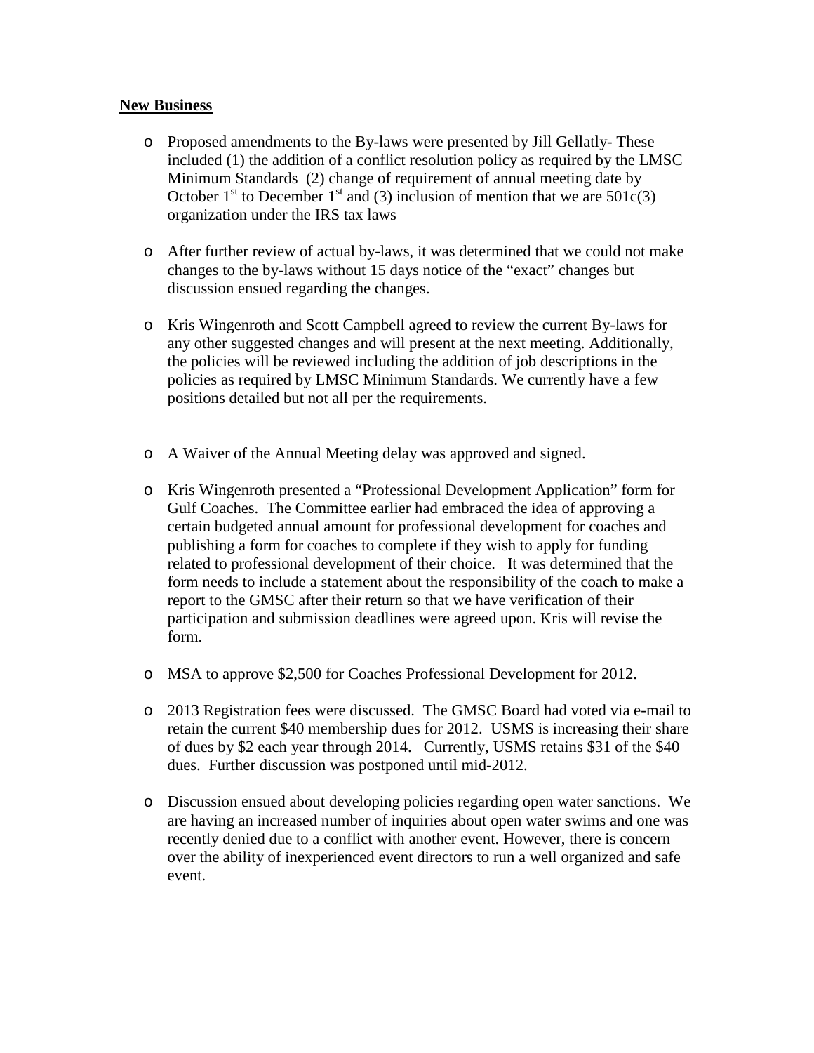**New Business**

- Proposed amendments to the By-laws were presented by Jill Gellatly- These included (1) the addition of a conflict resolution policy as required by the LMSC Minimum Standards (2) change of requirement of annual meeting date by October 1st to December 1st and (3) inclusion of mention that we are 501c(3) organization under the IRS tax laws

- After further review of actual by-laws, it was determined that we could not make changes to the by-laws without 15 days notice of the "exact" changes but discussion ensued regarding the changes.

- Kris Wingenroth and Scott Campbell agreed to review the current By-laws for any other suggested changes and will present at the next meeting. Additionally, the policies will be reviewed including the addition of job descriptions in the policies as required by LMSC Minimum Standards. We currently have a few positions detailed but not all per the requirements.

- A Waiver of the Annual Meeting delay was approved and signed.

- Kris Wingenroth presented a "Professional Development Application" form for Gulf Coaches. The Committee earlier had embraced the idea of approving a certain budgeted annual amount for professional development for coaches and publishing a form for coaches to complete if they wish to apply for funding related to professional development of their choice. It was determined that the form needs to include a statement about the responsibility of the coach to make a report to the GMSC after their return so that we have verification of their participation and submission deadlines were agreed upon. Kris will revise the form.

- MSA to approve $2,500 for Coaches Professional Development for 2012.

- 2013 Registration fees were discussed. The GMSC Board had voted via e-mail to retain the current $40 membership dues for 2012. USMS is increasing their share of dues by $2 each year through 2014. Currently, USMS retains $31 of the $40 dues. Further discussion was postponed until mid-2012.

- Discussion ensued about developing policies regarding open water sanctions. We are having an increased number of inquiries about open water swims and one was recently denied due to a conflict with another event. However, there is concern over the ability of inexperienced event directors to run a well organized and safe event.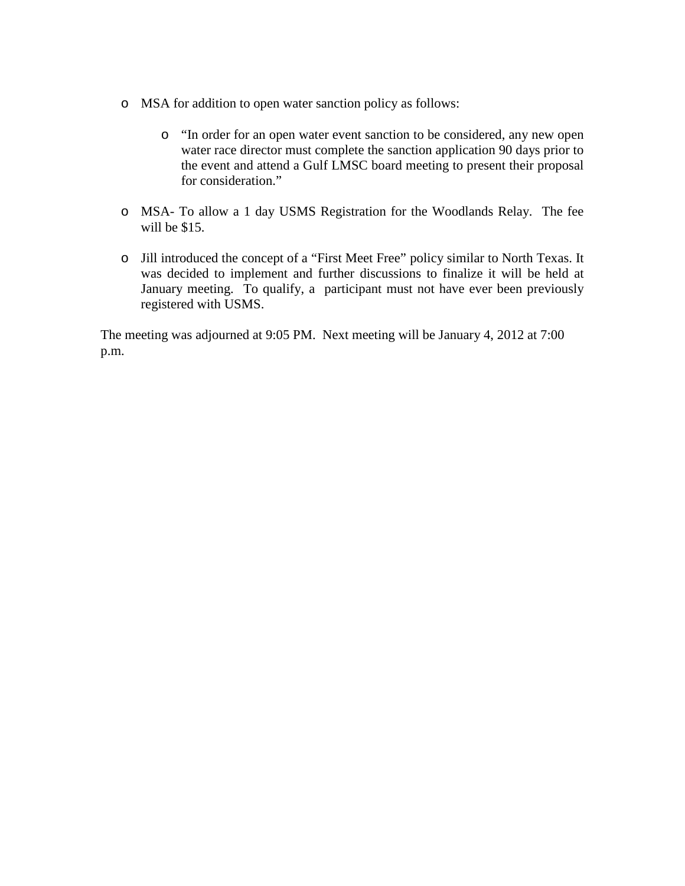- MSA for addition to open water sanction policy as follows:
  - "In order for an open water event sanction to be considered, any new open water race director must complete the sanction application 90 days prior to the event and attend a Gulf LMSC board meeting to present their proposal for consideration."
- MSA- To allow a 1 day USMS Registration for the Woodlands Relay. The fee will be $15.
- Jill introduced the concept of a "First Meet Free" policy similar to North Texas. It was decided to implement and further discussions to finalize it will be held at January meeting. To qualify, a participant must not have ever been previously registered with USMS.

The meeting was adjourned at 9:05 PM. Next meeting will be January 4, 2012 at 7:00 p.m.